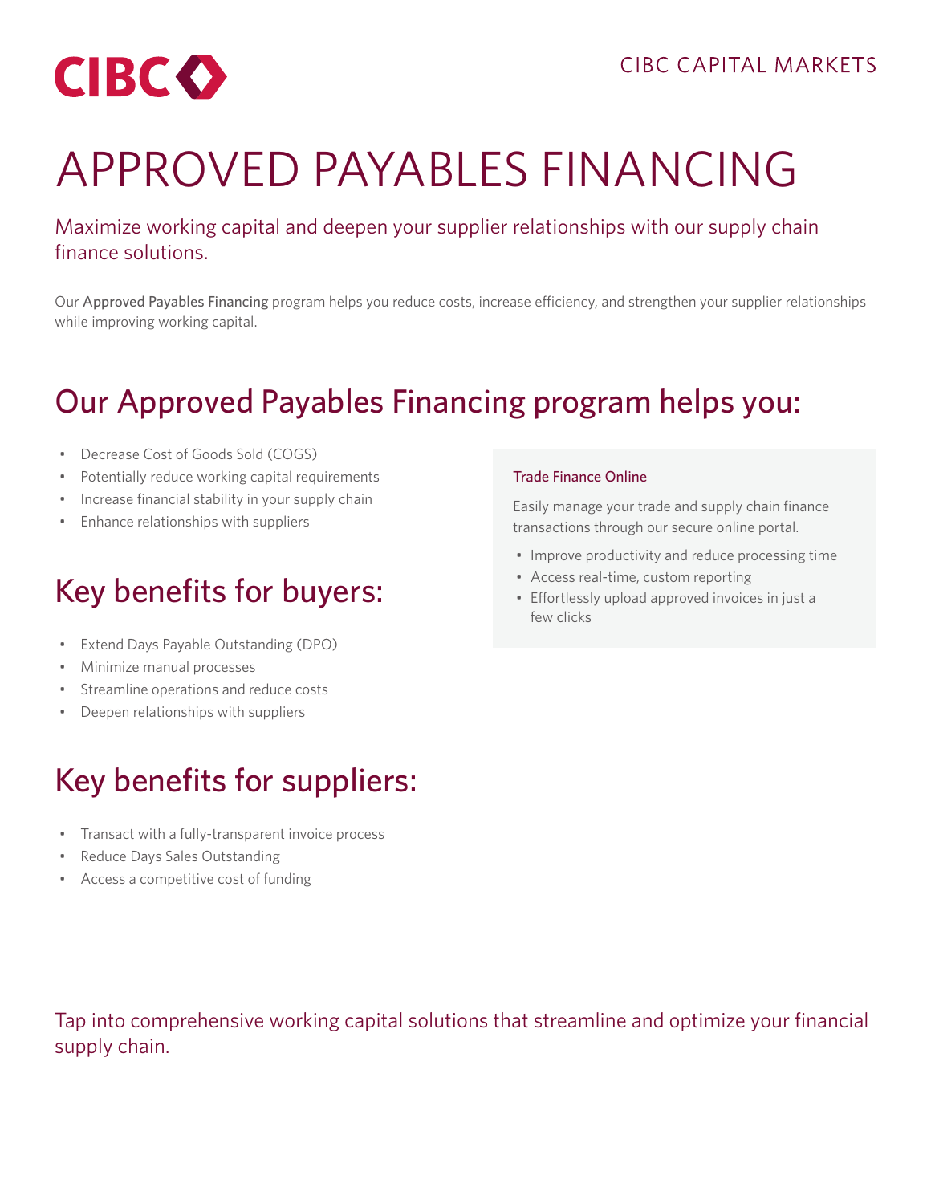CIBC

CIBC CAPITAL MARKETS

# APPROVED PAYABLES FINANCING

Maximize working capital and deepen your supplier relationships with our supply chain finance solutions.

Our **Approved Payables Financing** program helps you reduce costs, increase efficiency, and strengthen your supplier relationships while improving working capital.

## Our Approved Payables Financing program helps you:

- Decrease Cost of Goods Sold (COGS)
- Potentially reduce working capital requirements
- Increase financial stability in your supply chain
- Enhance relationships with suppliers

## Key benefits for buyers:

- Extend Days Payable Outstanding (DPO)
- Minimize manual processes
- Streamline operations and reduce costs
- Deepen relationships with suppliers

## Key benefits for suppliers:

- Transact with a fully-transparent invoice process
- Reduce Days Sales Outstanding
- Access a competitive cost of funding

### Trade Finance Online

Easily manage your trade and supply chain finance transactions through our secure online portal.

- Improve productivity and reduce processing time
- Access real-time, custom reporting
- Effortlessly upload approved invoices in just a few clicks

Tap into comprehensive working capital solutions that streamline and optimize your financial supply chain.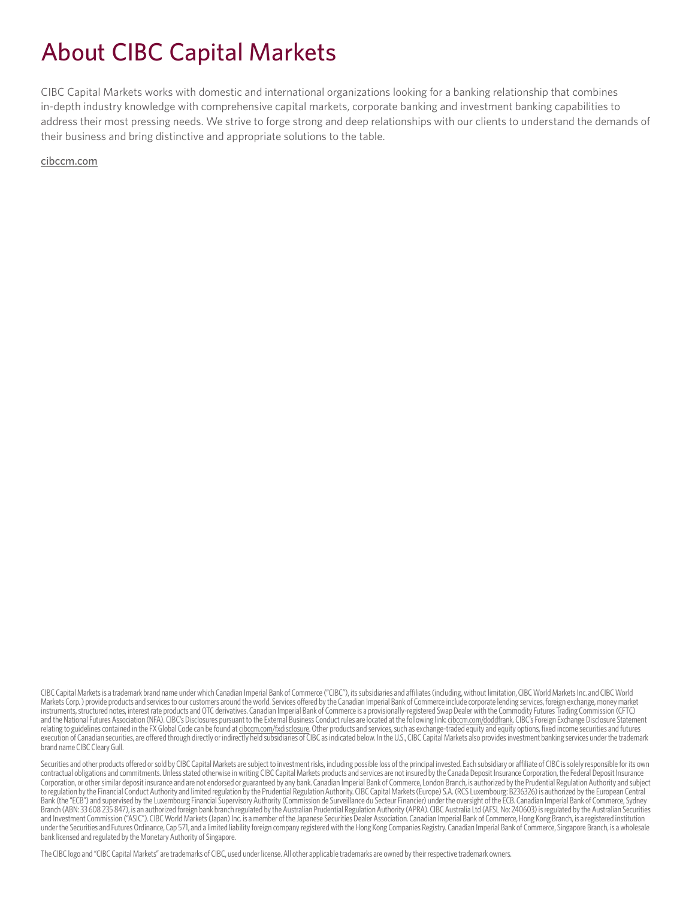# About CIBC Capital Markets

CIBC Capital Markets works with domestic and international organizations looking for a banking relationship that combines in-depth industry knowledge with comprehensive capital markets, corporate banking and investment banking capabilities to address their most pressing needs. We strive to forge strong and deep relationships with our clients to understand the demands of their business and bring distinctive and appropriate solutions to the table.

cibccm.com

CIBC Capital Markets is a trademark brand name under which Canadian Imperial Bank of Commerce ("CIBC"), its subsidiaries and affiliates (including, without limitation, CIBC World Markets Inc. and CIBC World Markets Corp. ) provide products and services to our customers around the world. Services offered by the Canadian Imperial Bank of Commerce include corporate lending services, foreign exchange, money market instruments, structured notes, interest rate products and OTC derivatives. Canadian Imperial Bank of Commerce is a provisionally-registered Swap Dealer with the Commodity Futures Trading Commission (CFTC) and the National Futures Association (NFA). CIBC's Disclosures pursuant to the External Business Conduct rules are located at the following link: cibccm.com/doddfrank. CIBC's Foreign Exchange Disclosure Statement relating to guidelines contained in the FX Global Code can be found at cibccm.com/fxdisclosure. Other products and services, such as exchange-traded equity and equity options, fixed income securities and futures execution of Canadian securities, are offered through directly or indirectly held subsidiaries of CIBC as indicated below. In the U.S., CIBC Capital Markets also provides investment banking services under the trademark brand name CIBC Cleary Gull.

Securities and other products offered or sold by CIBC Capital Markets are subject to investment risks, including possible loss of the principal invested. Each subsidiary or affiliate of CIBC is solely responsible for its own contractual obligations and commitments. Unless stated otherwise in writing CIBC Capital Markets products and services are not insured by the Canada Deposit Insurance Corporation, the Federal Deposit Insurance Corporation, or other similar deposit insurance and are not endorsed or guaranteed by any bank. Canadian Imperial Bank of Commerce, London Branch, is authorized by the Prudential Regulation Authority and subject to regulation by the Financial Conduct Authority and limited regulation by the Prudential Regulation Authority. CIBC Capital Markets (Europe) S.A. (RCS Luxembourg: B236326) is authorized by the European Central Bank (the "ECB") and supervised by the Luxembourg Financial Supervisory Authority (Commission de Surveillance du Secteur Financier) under the oversight of the ECB. Canadian Imperial Bank of Commerce, Sydney Branch (ABN: 33 608 235 847), is an authorized foreign bank branch regulated by the Australian Prudential Regulation Authority (APRA). CIBC Australia Ltd (AFSL No: 240603) is regulated by the Australian Securities and Investment Commission ("ASIC"). CIBC World Markets (Japan) Inc. is a member of the Japanese Securities Dealer Association. Canadian Imperial Bank of Commerce, Hong Kong Branch, is a registered institution under the Securities and Futures Ordinance, Cap 571, and a limited liability foreign company registered with the Hong Kong Companies Registry. Canadian Imperial Bank of Commerce, Singapore Branch, is a wholesale bank licensed and regulated by the Monetary Authority of Singapore.

The CIBC logo and "CIBC Capital Markets" are trademarks of CIBC, used under license. All other applicable trademarks are owned by their respective trademark owners.